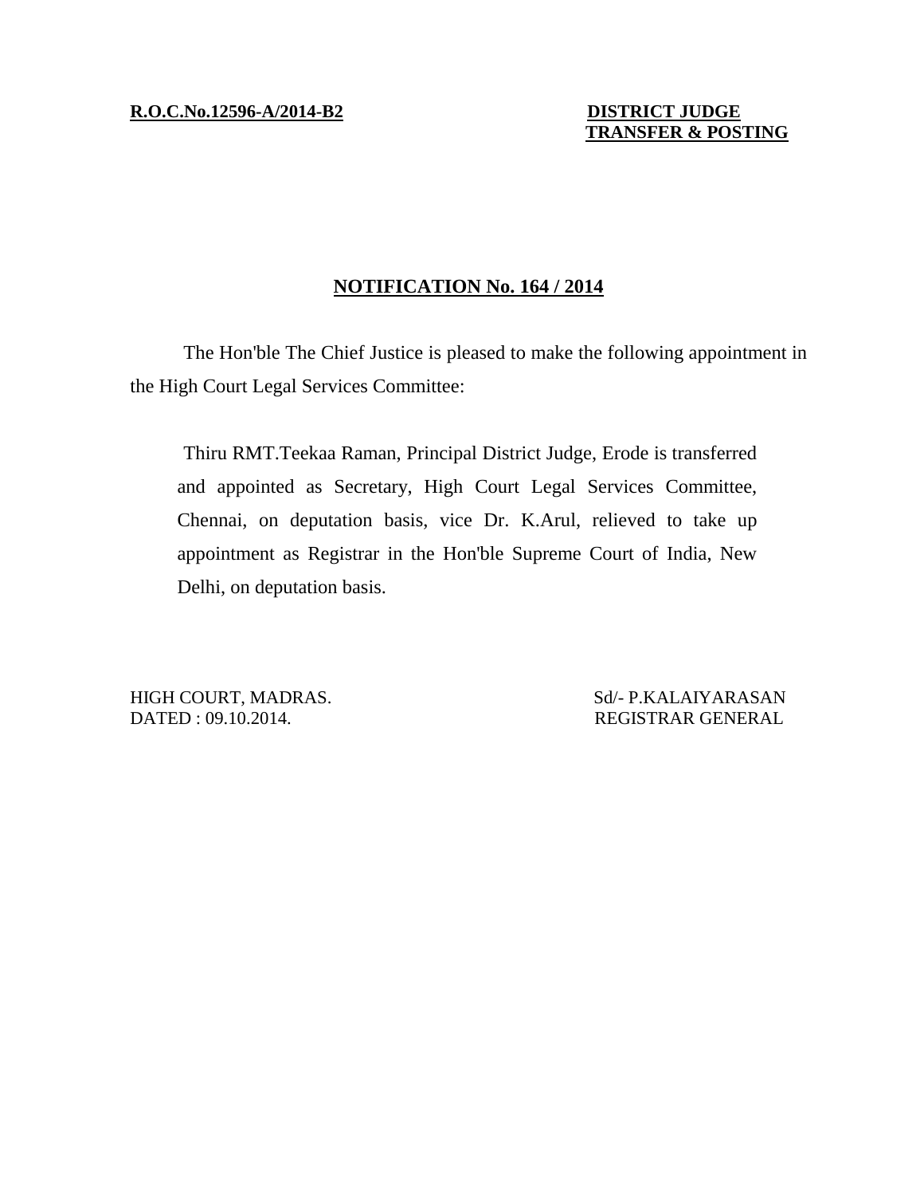**R.O.C.No.12596-A/2014-B2**

**DISTRICT JUDGE**
**TRANSFER & POSTING**

## NOTIFICATION No. 164 / 2014

The Hon'ble The Chief Justice is pleased to make the following appointment in the High Court Legal Services Committee:

> Thiru RMT.Teekaa Raman, Principal District Judge, Erode is transferred and appointed as Secretary, High Court Legal Services Committee, Chennai, on deputation basis, vice Dr. K.Arul, relieved to take up appointment as Registrar in the Hon'ble Supreme Court of India, New Delhi, on deputation basis.

HIGH COURT, MADRAS.
DATED : 09.10.2014.

Sd/- P.KALAIYARASAN
REGISTRAR GENERAL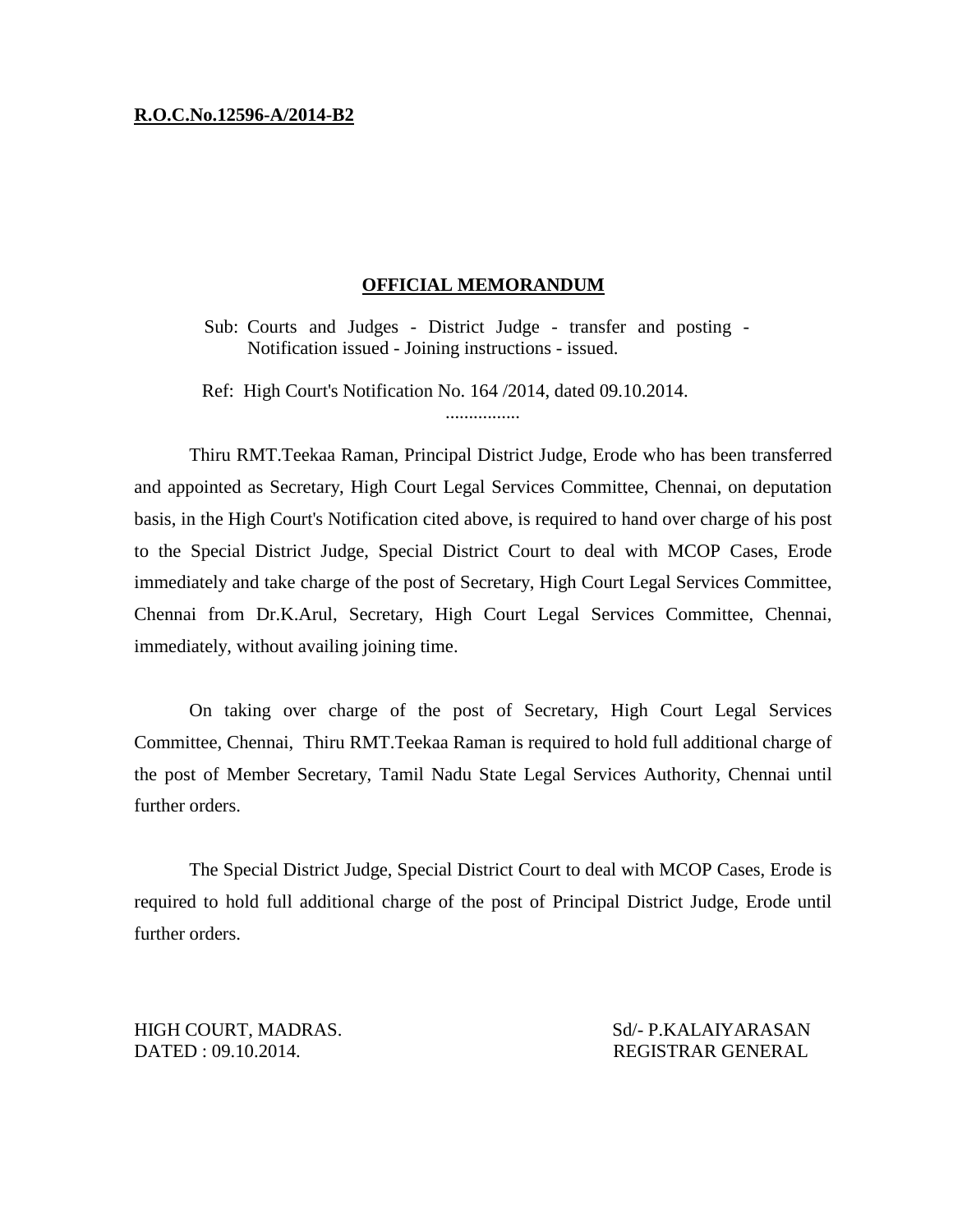**R.O.C.No.12596-A/2014-B2**

## OFFICIAL MEMORANDUM

Sub: Courts and Judges - District Judge - transfer and posting - Notification issued - Joining instructions - issued.

Ref: High Court's Notification No. 164 /2014, dated 09.10.2014.

................

Thiru RMT.Teekaa Raman, Principal District Judge, Erode who has been transferred and appointed as Secretary, High Court Legal Services Committee, Chennai, on deputation basis, in the High Court's Notification cited above, is required to hand over charge of his post to the Special District Judge, Special District Court to deal with MCOP Cases, Erode immediately and take charge of the post of Secretary, High Court Legal Services Committee, Chennai from Dr.K.Arul, Secretary, High Court Legal Services Committee, Chennai, immediately, without availing joining time.

On taking over charge of the post of Secretary, High Court Legal Services Committee, Chennai, Thiru RMT.Teekaa Raman is required to hold full additional charge of the post of Member Secretary, Tamil Nadu State Legal Services Authority, Chennai until further orders.

The Special District Judge, Special District Court to deal with MCOP Cases, Erode is required to hold full additional charge of the post of Principal District Judge, Erode until further orders.

HIGH COURT, MADRAS.
DATED : 09.10.2014.

Sd/- P.KALAIYARASAN
REGISTRAR GENERAL